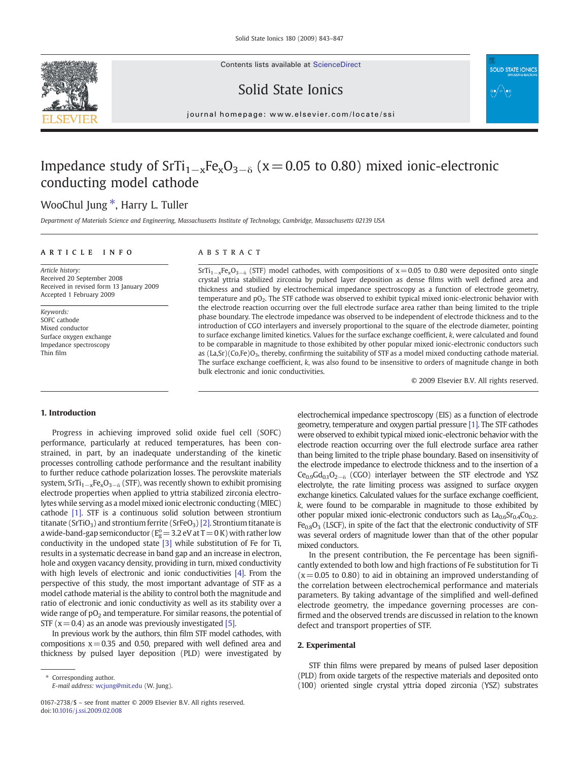Contents lists available at ScienceDirect

# Solid State Ionics

journal homepage: www.elsevier.com/locate/ssi

# Impedance study of $SrTi_{1-x}Fe_xO_{3-\delta}$ (x = 0.05 to 0.80) mixed ionic-electronic conducting model cathode

WooChul Jung *, Harry L. Tuller

*Department of Materials Science and Engineering, Massachusetts Institute of Technology, Cambridge, Massachusetts 02139 USA*

## ARTICLE INFO

*Article history:*
Received 20 September 2008
Received in revised form 13 January 2009
Accepted 1 February 2009

*Keywords:*
SOFC cathode
Mixed conductor
Surface oxygen exchange
Impedance spectroscopy
Thin film

## ABSTRACT

$SrTi_{1-x}Fe_xO_{3-\delta}$ (STF) model cathodes, with compositions of x = 0.05 to 0.80 were deposited onto single crystal yttria stabilized zirconia by pulsed layer deposition as dense films with well defined area and thickness and studied by electrochemical impedance spectroscopy as a function of electrode geometry, temperature and $pO_2$. The STF cathode was observed to exhibit typical mixed ionic-electronic behavior with the electrode reaction occurring over the full electrode surface area rather than being limited to the triple phase boundary. The electrode impedance was observed to be independent of electrode thickness and to the introduction of CGO interlayers and inversely proportional to the square of the electrode diameter, pointing to surface exchange limited kinetics. Values for the surface exchange coefficient, *k*, were calculated and found to be comparable in magnitude to those exhibited by other popular mixed ionic-electronic conductors such as (La,Sr)(Co,Fe)$O_3$, thereby, confirming the suitability of STF as a model mixed conducting cathode material. The surface exchange coefficient, *k*, was also found to be insensitive to orders of magnitude change in both bulk electronic and ionic conductivities.

© 2009 Elsevier B.V. All rights reserved.

## 1. Introduction

Progress in achieving improved solid oxide fuel cell (SOFC) performance, particularly at reduced temperatures, has been constrained, in part, by an inadequate understanding of the kinetic processes controlling cathode performance and the resultant inability to further reduce cathode polarization losses. The perovskite materials system, $SrTi_{1-x}Fe_xO_{3-\delta}$ (STF), was recently shown to exhibit promising electrode properties when applied to yttria stabilized zirconia electrolytes while serving as a model mixed ionic electronic conducting (MIEC) cathode [1]. STF is a continuous solid solution between strontium titanate ($SrTiO_3$) and strontium ferrite ($SrFeO_3$) [2]. Strontium titanate is a wide-band-gap semiconductor ($E_g^o$ = 3.2 eV at T = 0 K) with rather low conductivity in the undoped state [3] while substitution of Fe for Ti, results in a systematic decrease in band gap and an increase in electron, hole and oxygen vacancy density, providing in turn, mixed conductivity with high levels of electronic and ionic conductivities [4]. From the perspective of this study, the most important advantage of STF as a model cathode material is the ability to control both the magnitude and ratio of electronic and ionic conductivity as well as its stability over a wide range of $pO_2$ and temperature. For similar reasons, the potential of STF (x = 0.4) as an anode was previously investigated [5].

In previous work by the authors, thin film STF model cathodes, with compositions x = 0.35 and 0.50, prepared with well defined area and thickness by pulsed layer deposition (PLD) were investigated by electrochemical impedance spectroscopy (EIS) as a function of electrode geometry, temperature and oxygen partial pressure [1]. The STF cathodes were observed to exhibit typical mixed ionic-electronic behavior with the electrode reaction occurring over the full electrode surface area rather than being limited to the triple phase boundary. Based on insensitivity of the electrode impedance to electrode thickness and to the insertion of a $Ce_{0.9}Gd_{0.1}O_{2-\delta}$ (CGO) interlayer between the STF electrode and YSZ electrolyte, the rate limiting process was assigned to surface oxygen exchange kinetics. Calculated values for the surface exchange coefficient, *k*, were found to be comparable in magnitude to those exhibited by other popular mixed ionic-electronic conductors such as $La_{0.6}Sr_{0.4}Co_{0.2}Fe_{0.8}O_3$ (LSCF), in spite of the fact that the electronic conductivity of STF was several orders of magnitude lower than that of the other popular mixed conductors.

In the present contribution, the Fe percentage has been significantly extended to both low and high fractions of Fe substitution for Ti (x = 0.05 to 0.80) to aid in obtaining an improved understanding of the correlation between electrochemical performance and materials parameters. By taking advantage of the simplified and well-defined electrode geometry, the impedance governing processes are confirmed and the observed trends are discussed in relation to the known defect and transport properties of STF.

## 2. Experimental

STF thin films were prepared by means of pulsed laser deposition (PLD) from oxide targets of the respective materials and deposited onto (100) oriented single crystal yttria doped zirconia (YSZ) substrates

\* Corresponding author.
E-mail address: wcjung@mit.edu (W. Jung).

0167-2738/$ – see front matter © 2009 Elsevier B.V. All rights reserved.
doi:10.1016/j.ssi.2009.02.008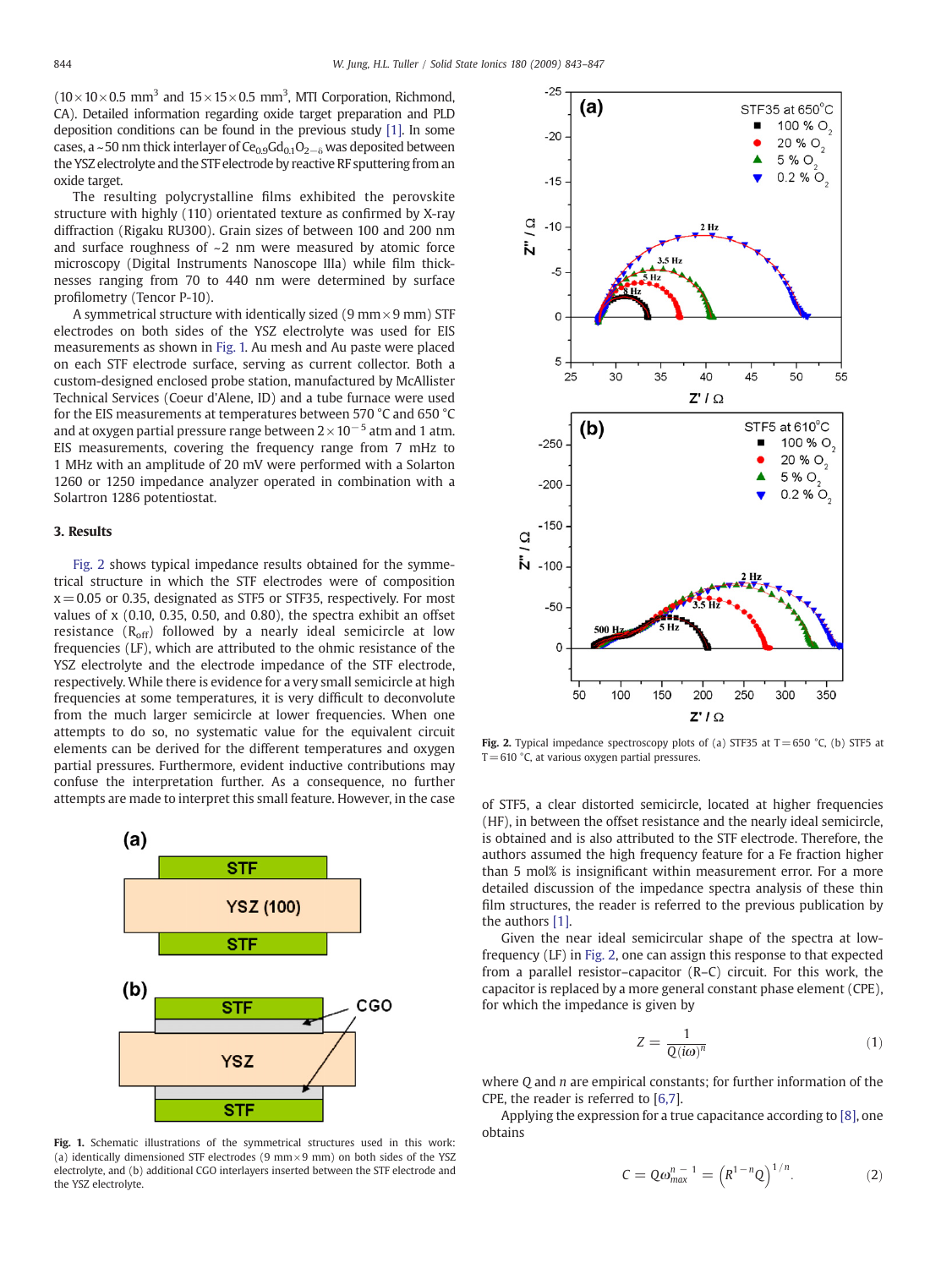(10 × 10 × 0.5 mm$^3$ and 15 × 15 × 0.5 mm$^3$, MTI Corporation, Richmond, CA). Detailed information regarding oxide target preparation and PLD deposition conditions can be found in the previous study [1]. In some cases, a ~50 nm thick interlayer of $Ce_{0.9}Gd_{0.1}O_{2-\delta}$ was deposited between the YSZ electrolyte and the STF electrode by reactive RF sputtering from an oxide target.

The resulting polycrystalline films exhibited the perovskite structure with highly (110) orientated texture as confirmed by X-ray diffraction (Rigaku RU300). Grain sizes of between 100 and 200 nm and surface roughness of ~2 nm were measured by atomic force microscopy (Digital Instruments Nanoscope IIIa) while film thicknesses ranging from 70 to 440 nm were determined by surface profilometry (Tencor P-10).

A symmetrical structure with identically sized (9 mm × 9 mm) STF electrodes on both sides of the YSZ electrolyte was used for EIS measurements as shown in Fig. 1. Au mesh and Au paste were placed on each STF electrode surface, serving as current collector. Both a custom-designed enclosed probe station, manufactured by McAllister Technical Services (Coeur d'Alene, ID) and a tube furnace were used for the EIS measurements at temperatures between 570 °C and 650 °C and at oxygen partial pressure range between $2 \times 10^{-5}$ atm and 1 atm. EIS measurements, covering the frequency range from 7 mHz to 1 MHz with an amplitude of 20 mV were performed with a Solarton 1260 or 1250 impedance analyzer operated in combination with a Solartron 1286 potentiostat.

## 3. Results

Fig. 2 shows typical impedance results obtained for the symmetrical structure in which the STF electrodes were of composition x = 0.05 or 0.35, designated as STF5 or STF35, respectively. For most values of x (0.10, 0.35, 0.50, and 0.80), the spectra exhibit an offset resistance ($R_{off}$) followed by a nearly ideal semicircle at low frequencies (LF), which are attributed to the ohmic resistance of the YSZ electrolyte and the electrode impedance of the STF electrode, respectively. While there is evidence for a very small semicircle at high frequencies at some temperatures, it is very difficult to deconvolute from the much larger semicircle at lower frequencies. When one attempts to do so, no systematic value for the equivalent circuit elements can be derived for the different temperatures and oxygen partial pressures. Furthermore, evident inductive contributions may confuse the interpretation further. As a consequence, no further attempts are made to interpret this small feature. However, in the case of STF5, a clear distorted semicircle, located at higher frequencies (HF), in between the offset resistance and the nearly ideal semicircle, is obtained and is also attributed to the STF electrode. Therefore, the authors assumed the high frequency feature for a Fe fraction higher than 5 mol% is insignificant within measurement error. For a more detailed discussion of the impedance spectra analysis of these thin film structures, the reader is referred to the previous publication by the authors [1].

Fig. 1. Schematic illustrations of the symmetrical structures used in this work: (a) identically dimensioned STF electrodes (9 mm × 9 mm) on both sides of the YSZ electrolyte, and (b) additional CGO interlayers inserted between the STF electrode and the YSZ electrolyte.

Fig. 2. Typical impedance spectroscopy plots of (a) STF35 at T = 650 °C, (b) STF5 at T = 610 °C, at various oxygen partial pressures.

Given the near ideal semicircular shape of the spectra at low-frequency (LF) in Fig. 2, one can assign this response to that expected from a parallel resistor–capacitor (R–C) circuit. For this work, the capacitor is replaced by a more general constant phase element (CPE), for which the impedance is given by

$$Z = \frac{1}{Q(i\omega)^n} \tag{1}$$

where $Q$ and $n$ are empirical constants; for further information of the CPE, the reader is referred to [6,7].

Applying the expression for a true capacitance according to [8], one obtains

$$C = Q\omega_{max}^{n-1} = \left(R^{1-n}Q\right)^{1/n}. \tag{2}$$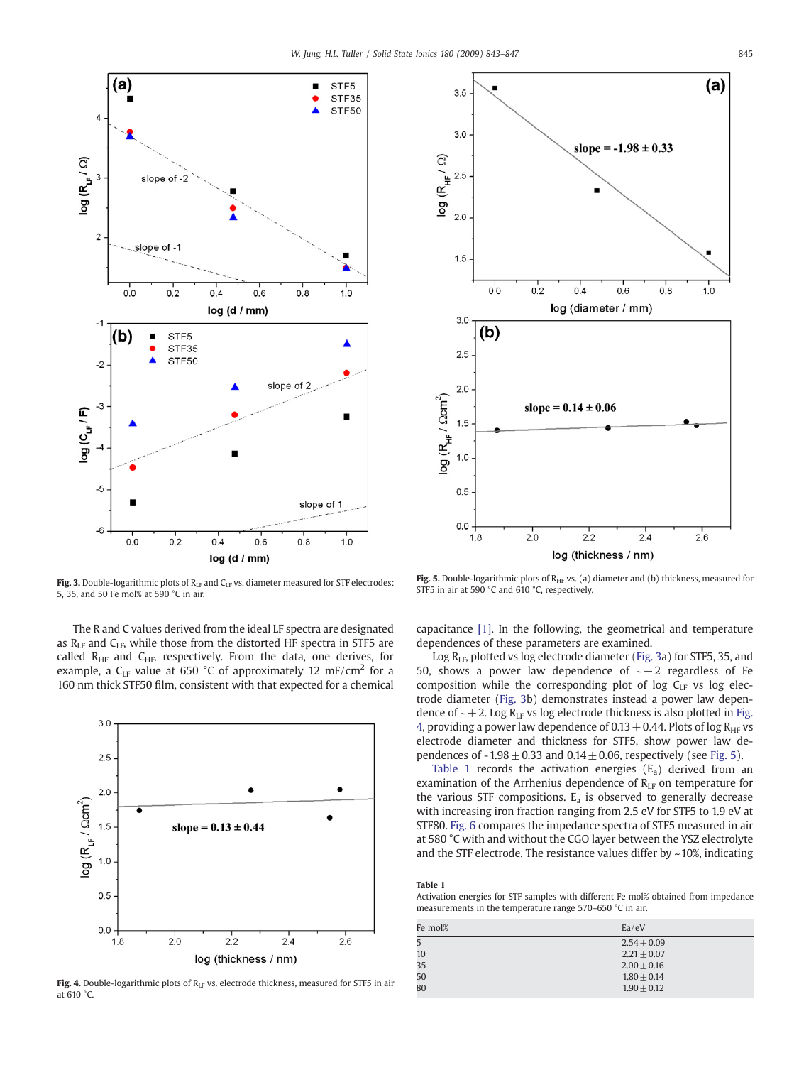Fig. 3. Double-logarithmic plots of $R_{LF}$ and $C_{LF}$ vs. diameter measured for STF electrodes: 5, 35, and 50 Fe mol% at 590 °C in air.

The R and C values derived from the ideal LF spectra are designated as $R_{LF}$ and $C_{LF}$, while those from the distorted HF spectra in STF5 are called $R_{HF}$ and $C_{HF}$, respectively. From the data, one derives, for example, a $C_{LF}$ value at 650 °C of approximately 12 mF/cm$^2$ for a 160 nm thick STF50 film, consistent with that expected for a chemical capacitance [1]. In the following, the geometrical and temperature dependences of these parameters are examined.

Log $R_{LF}$, plotted vs log electrode diameter (Fig. 3a) for STF5, 35, and 50, shows a power law dependence of ~−2 regardless of Fe composition while the corresponding plot of log $C_{LF}$ vs log electrode diameter (Fig. 3b) demonstrates instead a power law dependence of ~+2. Log $R_{LF}$ vs log electrode thickness is also plotted in Fig. 4, providing a power law dependence of 0.13 ± 0.44. Plots of log $R_{HF}$ vs electrode diameter and thickness for STF5, show power law dependences of -1.98 ± 0.33 and 0.14 ± 0.06, respectively (see Fig. 5).

Table 1 records the activation energies ($E_a$) derived from an examination of the Arrhenius dependence of $R_{LF}$ on temperature for the various STF compositions. $E_a$ is observed to generally decrease with increasing iron fraction ranging from 2.5 eV for STF5 to 1.9 eV at STF80. Fig. 6 compares the impedance spectra of STF5 measured in air at 580 °C with and without the CGO layer between the YSZ electrolyte and the STF electrode. The resistance values differ by ~10%, indicating

Fig. 4. Double-logarithmic plots of $R_{LF}$ vs. electrode thickness, measured for STF5 in air at 610 °C.

Fig. 5. Double-logarithmic plots of $R_{HF}$ vs. (a) diameter and (b) thickness, measured for STF5 in air at 590 °C and 610 °C, respectively.

**Table 1**
Activation energies for STF samples with different Fe mol% obtained from impedance measurements in the temperature range 570–650 °C in air.

| Fe mol% | Ea/eV |
|---|---|
| 5 | 2.54 ± 0.09 |
| 10 | 2.21 ± 0.07 |
| 35 | 2.00 ± 0.16 |
| 50 | 1.80 ± 0.14 |
| 80 | 1.90 ± 0.12 |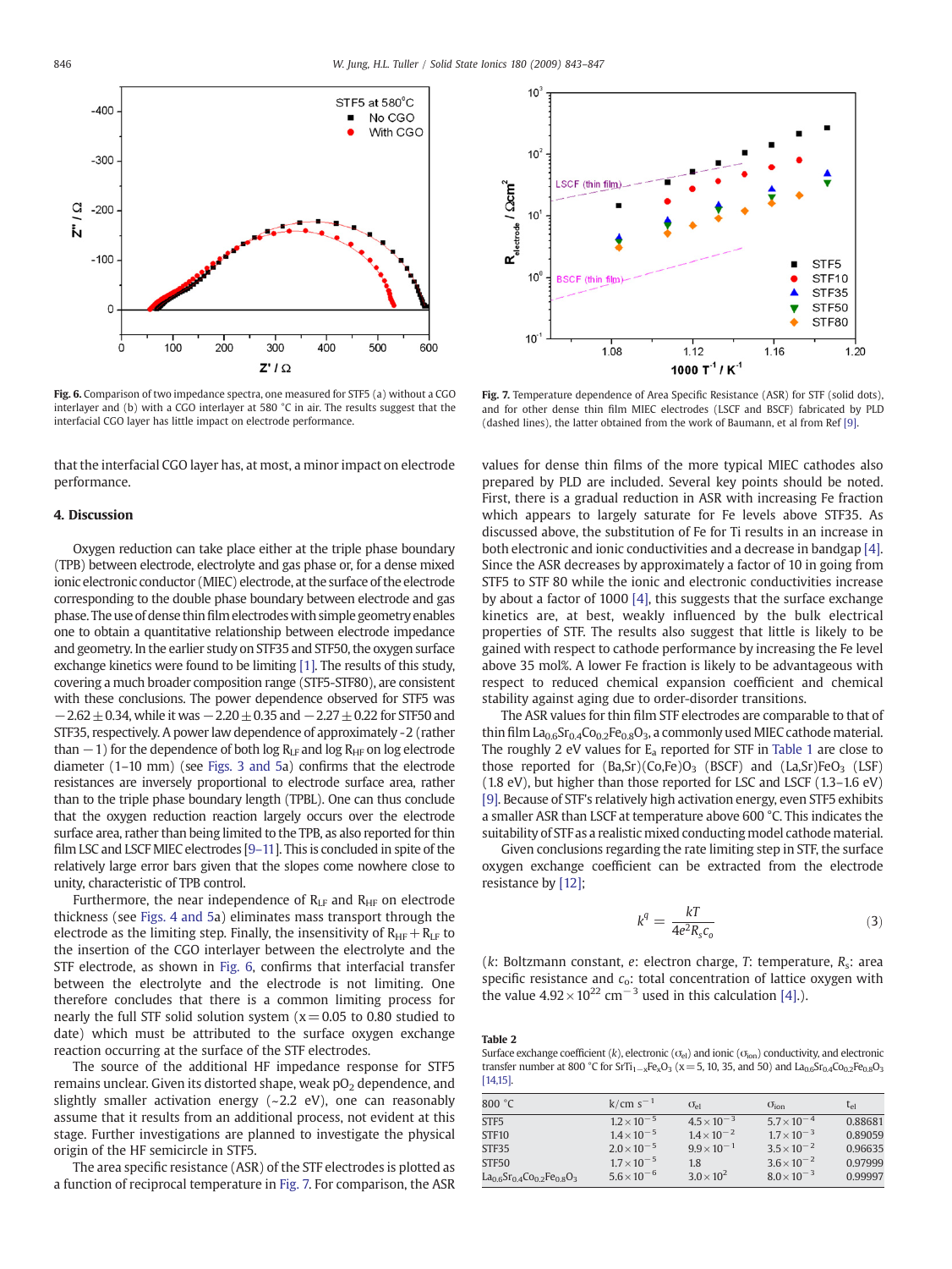Fig. 6. Comparison of two impedance spectra, one measured for STF5 (a) without a CGO interlayer and (b) with a CGO interlayer at 580 °C in air. The results suggest that the interfacial CGO layer has little impact on electrode performance.

Fig. 7. Temperature dependence of Area Specific Resistance (ASR) for STF (solid dots), and for other dense thin film MIEC electrodes (LSCF and BSCF) fabricated by PLD (dashed lines), the latter obtained from the work of Baumann, et al from Ref [9].

that the interfacial CGO layer has, at most, a minor impact on electrode performance.

## 4. Discussion

Oxygen reduction can take place either at the triple phase boundary (TPB) between electrode, electrolyte and gas phase or, for a dense mixed ionic electronic conductor (MIEC) electrode, at the surface of the electrode corresponding to the double phase boundary between electrode and gas phase. The use of dense thin film electrodes with simple geometry enables one to obtain a quantitative relationship between electrode impedance and geometry. In the earlier study on STF35 and STF50, the oxygen surface exchange kinetics were found to be limiting [1]. The results of this study, covering a much broader composition range (STF5-STF80), are consistent with these conclusions. The power dependence observed for STF5 was $-2.62 \pm 0.34$, while it was $-2.20 \pm 0.35$ and $-2.27 \pm 0.22$ for STF50 and STF35, respectively. A power law dependence of approximately -2 (rather than $-1$) for the dependence of both log $R_{LF}$ and log $R_{HF}$ on log electrode diameter (1–10 mm) (see Figs. 3 and 5a) confirms that the electrode resistances are inversely proportional to electrode surface area, rather than to the triple phase boundary length (TPBL). One can thus conclude that the oxygen reduction reaction largely occurs over the electrode surface area, rather than being limited to the TPB, as also reported for thin film LSC and LSCF MIEC electrodes [9–11]. This is concluded in spite of the relatively large error bars given that the slopes come nowhere close to unity, characteristic of TPB control.

Furthermore, the near independence of $R_{LF}$ and $R_{HF}$ on electrode thickness (see Figs. 4 and 5a) eliminates mass transport through the electrode as the limiting step. Finally, the insensitivity of $R_{HF} + R_{LF}$ to the insertion of the CGO interlayer between the electrolyte and the STF electrode, as shown in Fig. 6, confirms that interfacial transfer between the electrolyte and the electrode is not limiting. One therefore concludes that there is a common limiting process for nearly the full STF solid solution system ($x = 0.05$ to 0.80 studied to date) which must be attributed to the surface oxygen exchange reaction occurring at the surface of the STF electrodes.

The source of the additional HF impedance response for STF5 remains unclear. Given its distorted shape, weak $pO_2$ dependence, and slightly smaller activation energy (~2.2 eV), one can reasonably assume that it results from an additional process, not evident at this stage. Further investigations are planned to investigate the physical origin of the HF semicircle in STF5.

The area specific resistance (ASR) of the STF electrodes is plotted as a function of reciprocal temperature in Fig. 7. For comparison, the ASR values for dense thin films of the more typical MIEC cathodes also prepared by PLD are included. Several key points should be noted. First, there is a gradual reduction in ASR with increasing Fe fraction which appears to largely saturate for Fe levels above STF35. As discussed above, the substitution of Fe for Ti results in an increase in both electronic and ionic conductivities and a decrease in bandgap [4]. Since the ASR decreases by approximately a factor of 10 in going from STF5 to STF 80 while the ionic and electronic conductivities increase by about a factor of 1000 [4], this suggests that the surface exchange kinetics are, at best, weakly influenced by the bulk electrical properties of STF. The results also suggest that little is likely to be gained with respect to cathode performance by increasing the Fe level above 35 mol%. A lower Fe fraction is likely to be advantageous with respect to reduced chemical expansion coefficient and chemical stability against aging due to order-disorder transitions.

The ASR values for thin film STF electrodes are comparable to that of thin film $La_{0.6}Sr_{0.4}Co_{0.2}Fe_{0.8}O_3$, a commonly used MIEC cathode material. The roughly 2 eV values for $E_a$ reported for STF in Table 1 are close to those reported for (Ba,Sr)(Co,Fe)$O_3$ (BSCF) and (La,Sr)$FeO_3$ (LSF) (1.8 eV), but higher than those reported for LSC and LSCF (1.3–1.6 eV) [9]. Because of STF's relatively high activation energy, even STF5 exhibits a smaller ASR than LSCF at temperature above 600 °C. This indicates the suitability of STF as a realistic mixed conducting model cathode material.

Given conclusions regarding the rate limiting step in STF, the surface oxygen exchange coefficient can be extracted from the electrode resistance by [12];

$$k^q = \frac{kT}{4e^2 R_s c_o} \tag{3}$$

($k$: Boltzmann constant, $e$: electron charge, $T$: temperature, $R_s$: area specific resistance and $c_o$: total concentration of lattice oxygen with the value $4.92 \times 10^{22}$ cm$^{-3}$ used in this calculation [4].).

**Table 2**
Surface exchange coefficient ($k$), electronic ($\sigma_{el}$) and ionic ($\sigma_{ion}$) conductivity, and electronic transfer number at 800 °C for $SrTi_{1-x}Fe_xO_3$ (x = 5, 10, 35, and 50) and $La_{0.6}Sr_{0.4}Co_{0.2}Fe_{0.8}O_3$ [14,15].

| 800 °C | k/cm s$^{-1}$ | $\sigma_{el}$ | $\sigma_{ion}$ | $t_{el}$ |
|---|---|---|---|---|
| STF5 | $1.2 \times 10^{-5}$ | $4.5 \times 10^{-3}$ | $5.7 \times 10^{-4}$ | 0.88681 |
| STF10 | $1.4 \times 10^{-5}$ | $1.4 \times 10^{-2}$ | $1.7 \times 10^{-3}$ | 0.89059 |
| STF35 | $2.0 \times 10^{-5}$ | $9.9 \times 10^{-1}$ | $3.5 \times 10^{-2}$ | 0.96635 |
| STF50 | $1.7 \times 10^{-5}$ | 1.8 | $3.6 \times 10^{-2}$ | 0.97999 |
| $La_{0.6}Sr_{0.4}Co_{0.2}Fe_{0.8}O_3$ | $5.6 \times 10^{-6}$ | $3.0 \times 10^{2}$ | $8.0 \times 10^{-3}$ | 0.99997 |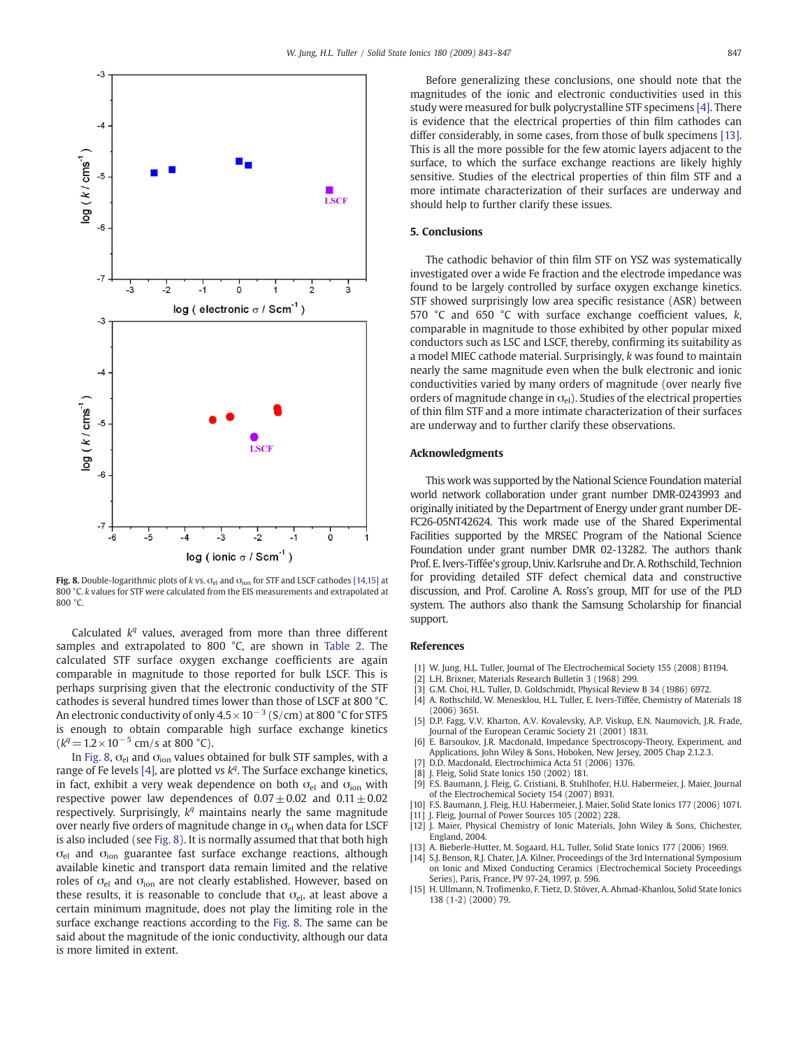-3

-4

-5

-6

-7

log ( $k$ / cms$^{-1}$ )

-3 -2 -1 0 1 2 3

log ( electronic σ / Scm$^{-1}$ )

LSCF

-3

-4

-5

-6

-7

log ( $k$ / cms$^{-1}$ )

-6 -5 -4 -3 -2 -1 0 1

log ( ionic σ / Scm$^{-1}$ )

LSCF

**Fig. 8.** Double-logarithmic plots of $k$ vs. $\sigma_{el}$ and $\sigma_{ion}$ for STF and LSCF cathodes [14,15] at 800 °C. $k$ values for STF were calculated from the EIS measurements and extrapolated at 800 °C.

Calculated $k^q$ values, averaged from more than three different samples and extrapolated to 800 °C, are shown in Table 2. The calculated STF surface oxygen exchange coefficients are again comparable in magnitude to those reported for bulk LSCF. This is perhaps surprising given that the electronic conductivity of the STF cathodes is several hundred times lower than those of LSCF at 800 °C. An electronic conductivity of only $4.5\times10^{-3}$ (S/cm) at 800 °C for STF5 is enough to obtain comparable high surface exchange kinetics ($k^q = 1.2\times10^{-5}$ cm/s at 800 °C).

In Fig. 8, $\sigma_{el}$ and $\sigma_{ion}$ values obtained for bulk STF samples, with a range of Fe levels [4], are plotted vs $k^q$. The Surface exchange kinetics, in fact, exhibit a very weak dependence on both $\sigma_{el}$ and $\sigma_{ion}$ with respective power law dependences of $0.07\pm0.02$ and $0.11\pm0.02$ respectively. Surprisingly, $k^q$ maintains nearly the same magnitude over nearly five orders of magnitude change in $\sigma_{el}$ when data for LSCF is also included (see Fig. 8). It is normally assumed that that both high $\sigma_{el}$ and $\sigma_{ion}$ guarantee fast surface exchange reactions, although available kinetic and transport data remain limited and the relative roles of $\sigma_{el}$ and $\sigma_{ion}$ are not clearly established. However, based on these results, it is reasonable to conclude that $\sigma_{el}$, at least above a certain minimum magnitude, does not play the limiting role in the surface exchange reactions according to the Fig. 8. The same can be said about the magnitude of the ionic conductivity, although our data is more limited in extent.

Before generalizing these conclusions, one should note that the magnitudes of the ionic and electronic conductivities used in this study were measured for bulk polycrystalline STF specimens [4]. There is evidence that the electrical properties of thin film cathodes can differ considerably, in some cases, from those of bulk specimens [13]. This is all the more possible for the few atomic layers adjacent to the surface, to which the surface exchange reactions are likely highly sensitive. Studies of the electrical properties of thin film STF and a more intimate characterization of their surfaces are underway and should help to further clarify these issues.

## 5. Conclusions

The cathodic behavior of thin film STF on YSZ was systematically investigated over a wide Fe fraction and the electrode impedance was found to be largely controlled by surface oxygen exchange kinetics. STF showed surprisingly low area specific resistance (ASR) between 570 °C and 650 °C with surface exchange coefficient values, $k$, comparable in magnitude to those exhibited by other popular mixed conductors such as LSC and LSCF, thereby, confirming its suitability as a model MIEC cathode material. Surprisingly, $k$ was found to maintain nearly the same magnitude even when the bulk electronic and ionic conductivities varied by many orders of magnitude (over nearly five orders of magnitude change in $\sigma_{el}$). Studies of the electrical properties of thin film STF and a more intimate characterization of their surfaces are underway and to further clarify these observations.

## Acknowledgments

This work was supported by the National Science Foundation material world network collaboration under grant number DMR-0243993 and originally initiated by the Department of Energy under grant number DE-FC26-05NT42624. This work made use of the Shared Experimental Facilities supported by the MRSEC Program of the National Science Foundation under grant number DMR 02-13282. The authors thank Prof. E. Ivers-Tiffée's group, Univ. Karlsruhe and Dr. A. Rothschild, Technion for providing detailed STF defect chemical data and constructive discussion, and Prof. Caroline A. Ross's group, MIT for use of the PLD system. The authors also thank the Samsung Scholarship for financial support.

## References

[1] W. Jung, H.L. Tuller, Journal of The Electrochemical Society 155 (2008) B1194.
[2] L.H. Brixner, Materials Research Bulletin 3 (1968) 299.
[3] G.M. Choi, H.L. Tuller, D. Goldschmidt, Physical Review B 34 (1986) 6972.
[4] A. Rothschild, W. Menesklou, H.L. Tuller, E. Ivers-Tiffée, Chemistry of Materials 18 (2006) 3651.
[5] D.P. Fagg, V.V. Kharton, A.V. Kovalevsky, A.P. Viskup, E.N. Naumovich, J.R. Frade, Journal of the European Ceramic Society 21 (2001) 1831.
[6] E. Barsoukov, J.R. Macdonald, Impedance Spectroscopy-Theory, Experiment, and Applications, John Wiley & Sons, Hoboken, New Jersey, 2005 Chap 2.1.2.3.
[7] D.D. Macdonald, Electrochimica Acta 51 (2006) 1376.
[8] J. Fleig, Solid State Ionics 150 (2002) 181.
[9] F.S. Baumann, J. Fleig, G. Cristiani, B. Stuhlhofer, H.U. Habermeier, J. Maier, Journal of the Electrochemical Society 154 (2007) B931.
[10] F.S. Baumann, J. Fleig, H.U. Habermeier, J. Maier, Solid State Ionics 177 (2006) 1071.
[11] J. Fleig, Journal of Power Sources 105 (2002) 228.
[12] J. Maier, Physical Chemistry of Ionic Materials, John Wiley & Sons, Chichester, England, 2004.
[13] A. Bieberle-Hutter, M. Sogaard, H.L. Tuller, Solid State Ionics 177 (2006) 1969.
[14] S.J. Benson, R.J. Chater, J.A. Kilner, Proceedings of the 3rd International Symposium on Ionic and Mixed Conducting Ceramics (Electrochemical Society Proceedings Series), Paris, France, PV 97-24, 1997, p. 596.
[15] H. Ullmann, N. Trofimenko, F. Tietz, D. Stöver, A. Ahmad-Khanlou, Solid State Ionics 138 (1-2) (2000) 79.